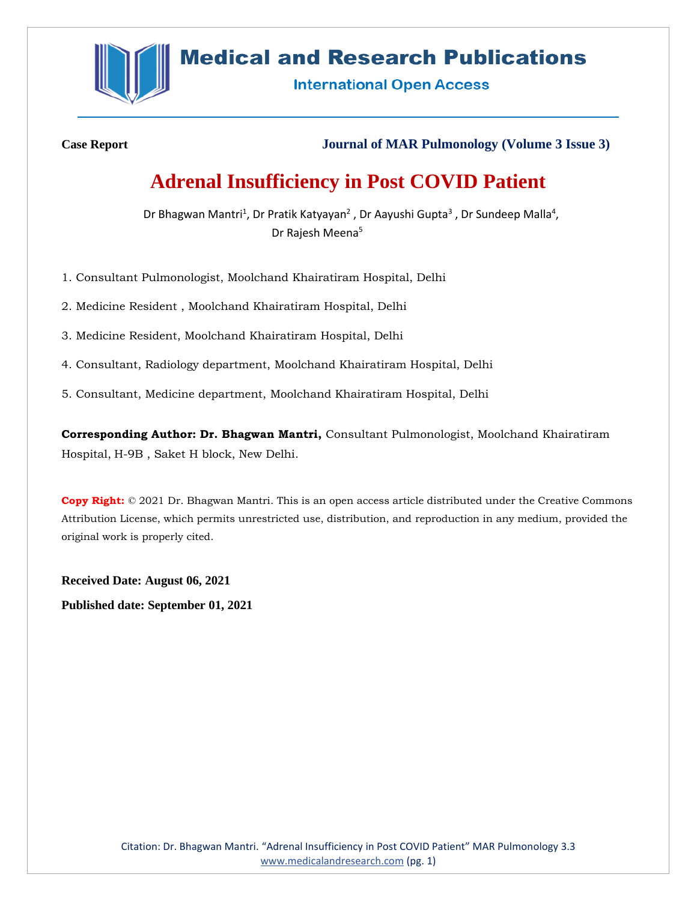**Case Report** | **Journal of MAR Pulmonology (Volume 3 Issue 3)**

# Adrenal Insufficiency in Post COVID Patient

Dr Bhagwan Mantri[1], Dr Pratik Katyayan[2] , Dr Aayushi Gupta[3] , Dr Sundeep Malla[4], Dr Rajesh Meena[5]

1. Consultant Pulmonologist, Moolchand Khairatiram Hospital, Delhi
2. Medicine Resident , Moolchand Khairatiram Hospital, Delhi
3. Medicine Resident, Moolchand Khairatiram Hospital, Delhi
4. Consultant, Radiology department, Moolchand Khairatiram Hospital, Delhi
5. Consultant, Medicine department, Moolchand Khairatiram Hospital, Delhi

**Corresponding Author: Dr. Bhagwan Mantri,** Consultant Pulmonologist, Moolchand Khairatiram Hospital, H-9B , Saket H block, New Delhi.

**Copy Right:** © 2021 Dr. Bhagwan Mantri. This is an open access article distributed under the Creative Commons Attribution License, which permits unrestricted use, distribution, and reproduction in any medium, provided the original work is properly cited.

**Received Date: August 06, 2021**

**Published date: September 01, 2021**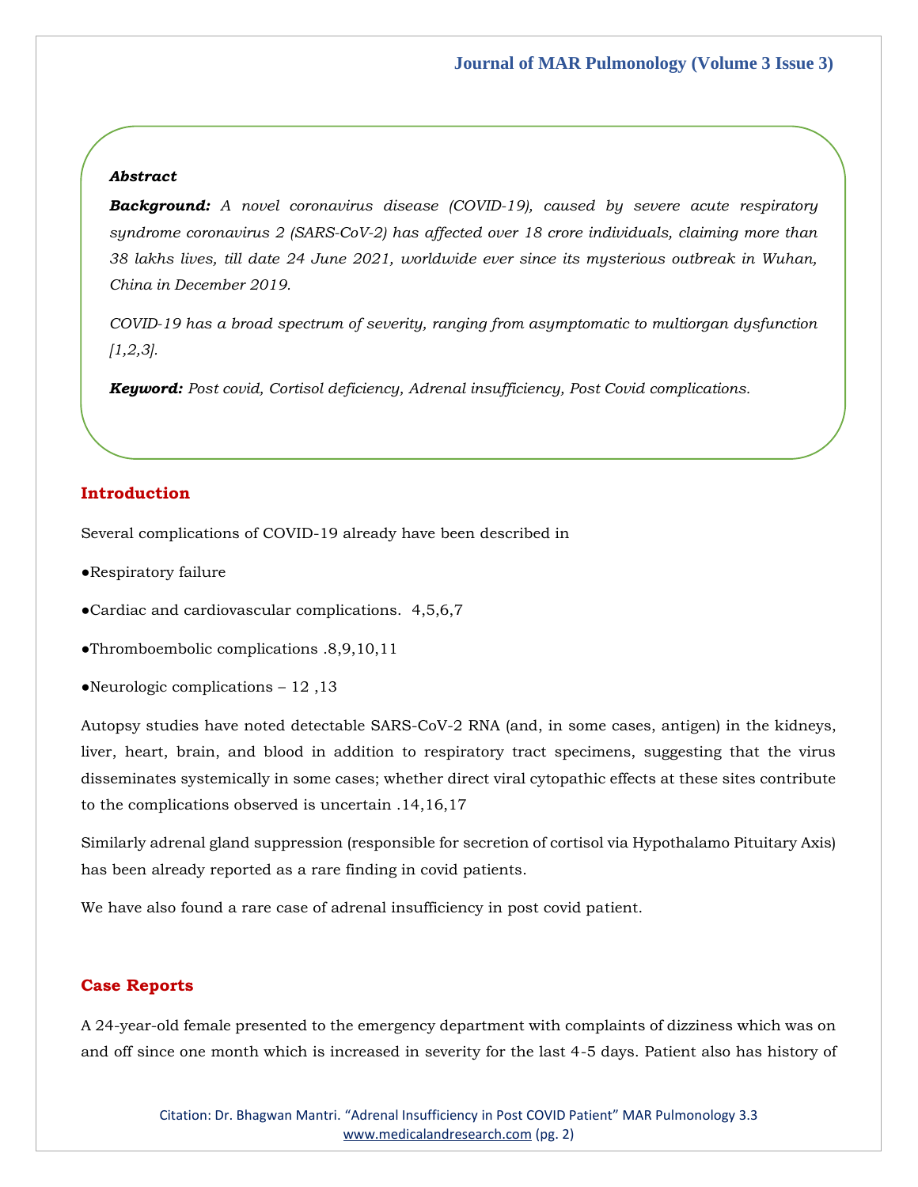*Abstract*

***Background:*** *A novel coronavirus disease (COVID-19), caused by severe acute respiratory syndrome coronavirus 2 (SARS-CoV-2) has affected over 18 crore individuals, claiming more than 38 lakhs lives, till date 24 June 2021, worldwide ever since its mysterious outbreak in Wuhan, China in December 2019.*

*COVID-19 has a broad spectrum of severity, ranging from asymptomatic to multiorgan dysfunction [1,2,3].*

***Keyword:*** *Post covid, Cortisol deficiency, Adrenal insufficiency, Post Covid complications.*

## Introduction

Several complications of COVID-19 already have been described in

●Respiratory failure

●Cardiac and cardiovascular complications. 4,5,6,7

●Thromboembolic complications .8,9,10,11

●Neurologic complications – 12 ,13

Autopsy studies have noted detectable SARS-CoV-2 RNA (and, in some cases, antigen) in the kidneys, liver, heart, brain, and blood in addition to respiratory tract specimens, suggesting that the virus disseminates systemically in some cases; whether direct viral cytopathic effects at these sites contribute to the complications observed is uncertain .14,16,17

Similarly adrenal gland suppression (responsible for secretion of cortisol via Hypothalamo Pituitary Axis) has been already reported as a rare finding in covid patients.

We have also found a rare case of adrenal insufficiency in post covid patient.

## Case Reports

A 24-year-old female presented to the emergency department with complaints of dizziness which was on and off since one month which is increased in severity for the last 4-5 days. Patient also has history of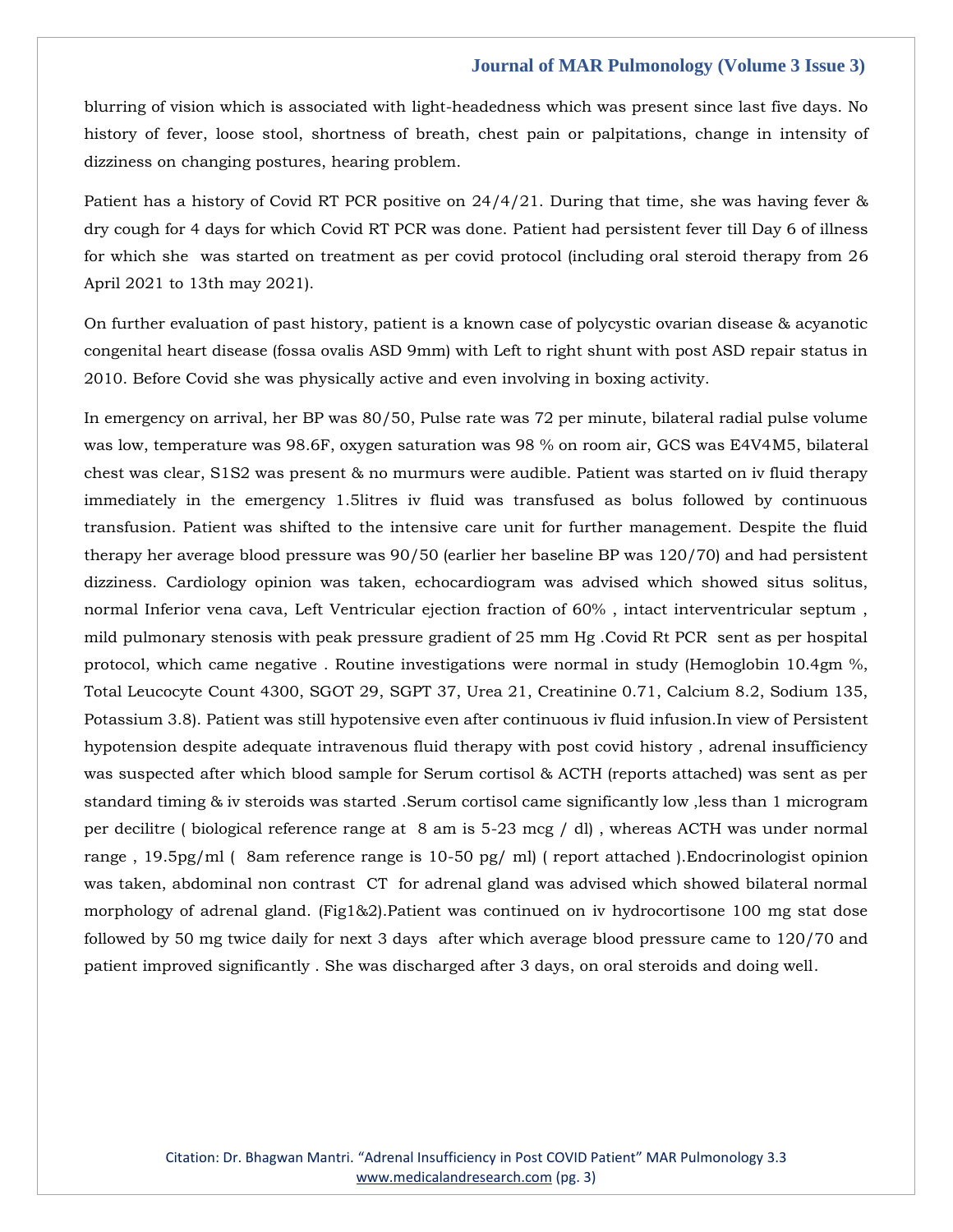blurring of vision which is associated with light-headedness which was present since last five days. No history of fever, loose stool, shortness of breath, chest pain or palpitations, change in intensity of dizziness on changing postures, hearing problem.

Patient has a history of Covid RT PCR positive on 24/4/21. During that time, she was having fever & dry cough for 4 days for which Covid RT PCR was done. Patient had persistent fever till Day 6 of illness for which she was started on treatment as per covid protocol (including oral steroid therapy from 26 April 2021 to 13th may 2021).

On further evaluation of past history, patient is a known case of polycystic ovarian disease & acyanotic congenital heart disease (fossa ovalis ASD 9mm) with Left to right shunt with post ASD repair status in 2010. Before Covid she was physically active and even involving in boxing activity.

In emergency on arrival, her BP was 80/50, Pulse rate was 72 per minute, bilateral radial pulse volume was low, temperature was 98.6F, oxygen saturation was 98 % on room air, GCS was E4V4M5, bilateral chest was clear, S1S2 was present & no murmurs were audible. Patient was started on iv fluid therapy immediately in the emergency 1.5litres iv fluid was transfused as bolus followed by continuous transfusion. Patient was shifted to the intensive care unit for further management. Despite the fluid therapy her average blood pressure was 90/50 (earlier her baseline BP was 120/70) and had persistent dizziness. Cardiology opinion was taken, echocardiogram was advised which showed situs solitus, normal Inferior vena cava, Left Ventricular ejection fraction of 60% , intact interventricular septum , mild pulmonary stenosis with peak pressure gradient of 25 mm Hg .Covid Rt PCR sent as per hospital protocol, which came negative . Routine investigations were normal in study (Hemoglobin 10.4gm %, Total Leucocyte Count 4300, SGOT 29, SGPT 37, Urea 21, Creatinine 0.71, Calcium 8.2, Sodium 135, Potassium 3.8). Patient was still hypotensive even after continuous iv fluid infusion.In view of Persistent hypotension despite adequate intravenous fluid therapy with post covid history , adrenal insufficiency was suspected after which blood sample for Serum cortisol & ACTH (reports attached) was sent as per standard timing & iv steroids was started .Serum cortisol came significantly low ,less than 1 microgram per decilitre ( biological reference range at 8 am is 5-23 mcg / dl) , whereas ACTH was under normal range , 19.5pg/ml ( 8am reference range is 10-50 pg/ ml) ( report attached ).Endocrinologist opinion was taken, abdominal non contrast CT for adrenal gland was advised which showed bilateral normal morphology of adrenal gland. (Fig1&2).Patient was continued on iv hydrocortisone 100 mg stat dose followed by 50 mg twice daily for next 3 days after which average blood pressure came to 120/70 and patient improved significantly . She was discharged after 3 days, on oral steroids and doing well.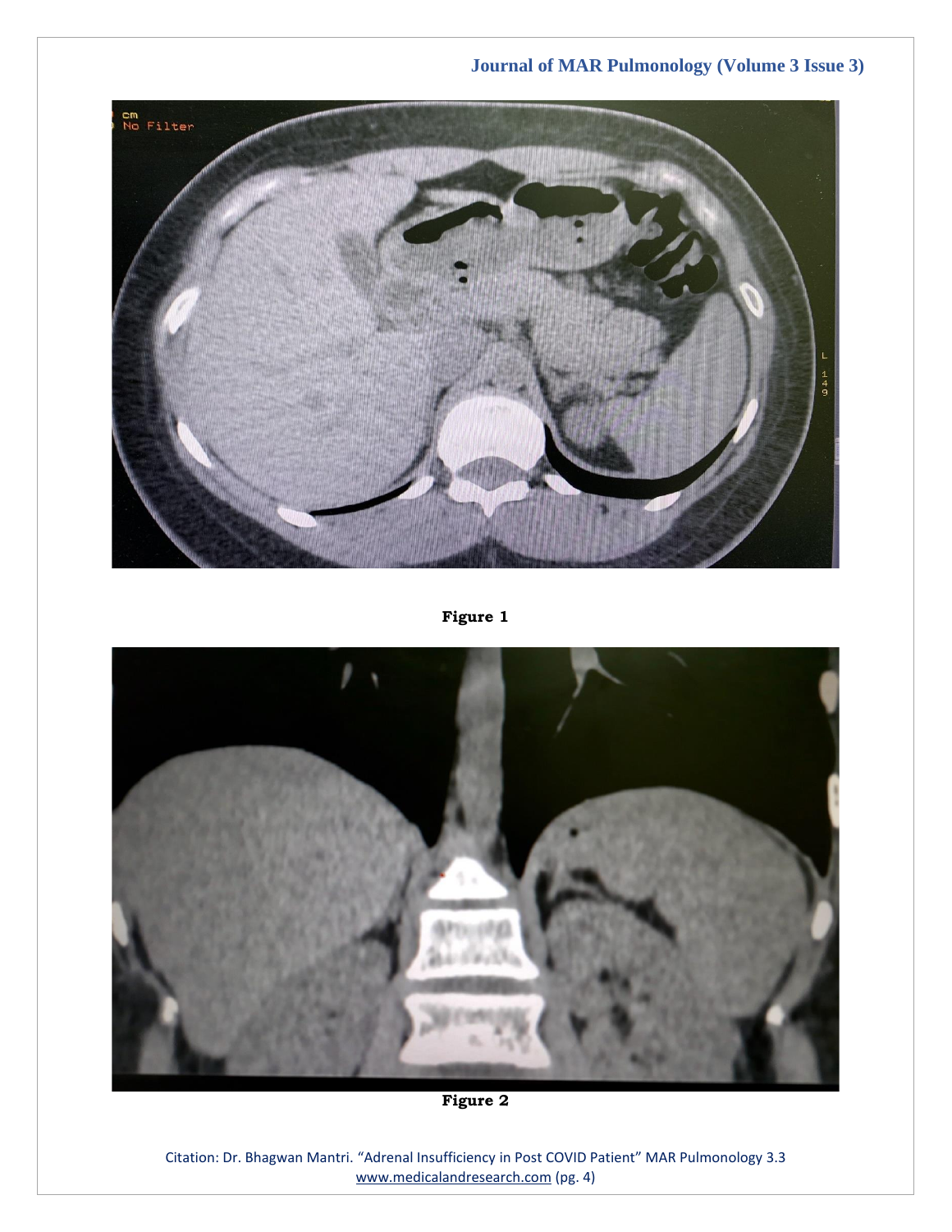Figure 1

Figure 2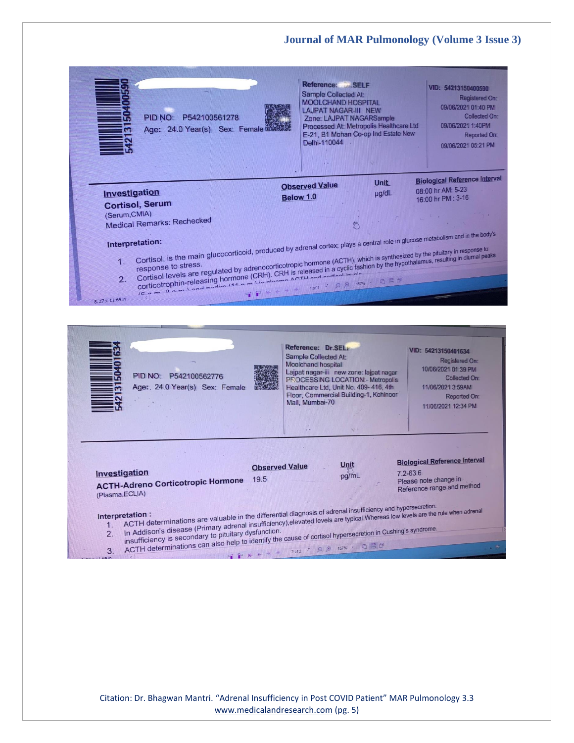PID NO: P542100561278
Age: 24.0 Year(s) Sex: Female

Reference: .SELF
Sample Collected At:
MOOLCHAND HOSPITAL
LAJPAT NAGAR-III NEW
Zone: LAJPAT NAGARSample
Processed At: Metropolis Healthcare Ltd
E-21, B1 Mohan Co-op Ind Estate New
Delhi-110044

VID: 54213150400590
Registered On: 09/06/2021 01:40 PM
Collected On: 09/06/2021 1:40PM
Reported On: 09/06/2021 05:21 PM

| Investigation | Observed Value | Unit | Biological Reference Interval |
|---|---|---|---|
| **Cortisol, Serum** (Serum,CMIA) | **Below 1.0** | µg/dL | 08:00 hr AM: 5-23<br>16:00 hr PM : 3-16 |

Medical Remarks: Rechecked

**Interpretation:**

1. Cortisol, is the main glucocorticoid, produced by adrenal cortex; plays a central role in glucose metabolism and in the body's response to stress.
2. Cortisol levels are regulated by adrenocorticotropic hormone (ACTH), which is synthesized by the pituitary in response to corticotrophin-releasing hormone (CRH). CRH is released in a cyclic fashion by the hypothalamus, resulting in diurnal peaks

PID NO: P542100562776
Age: 24.0 Year(s) Sex: Female

Reference: Dr.SELF
Sample Collected At:
Moolchand hospital
Lajpat nagar-iii new zone: lajpat nagar
PROCESSING LOCATION:- Metropolis Healthcare Ltd, Unit No. 409- 416, 4th Floor, Commercial Building-1, Kohinoor Mall, Mumbai-70

VID: 54213150401634
Registered On: 10/06/2021 01:39 PM
Collected On: 11/06/2021 3:59AM
Reported On: 11/06/2021 12:34 PM

| Investigation | Observed Value | Unit | Biological Reference Interval |
|---|---|---|---|
| **ACTH-Adreno Corticotropic Hormone** (Plasma,ECLIA) | 19.5 | pg/mL | 7.2-63.6<br>Please note change in Reference range and method |

**Interpretation :**

1. ACTH determinations are valuable in the differential diagnosis of adrenal insufficiency and hypersecretion.
2. In Addison's disease (Primary adrenal insufficiency),elevated levels are typical.Whereas low levels are the rule when adrenal insufficiency is secondary to pituitary dysfunction.
3. ACTH determinations can also help to identify the cause of cortisol hypersecretion in Cushing's syndrome.

Citation: Dr. Bhagwan Mantri. "Adrenal Insufficiency in Post COVID Patient" MAR Pulmonology 3.3
www.medicalandresearch.com (pg. 5)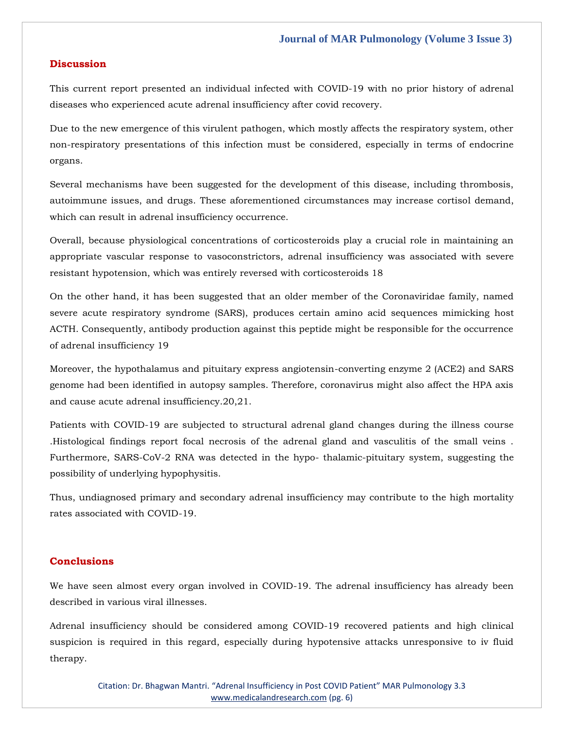## Discussion

This current report presented an individual infected with COVID-19 with no prior history of adrenal diseases who experienced acute adrenal insufficiency after covid recovery.

Due to the new emergence of this virulent pathogen, which mostly affects the respiratory system, other non-respiratory presentations of this infection must be considered, especially in terms of endocrine organs.

Several mechanisms have been suggested for the development of this disease, including thrombosis, autoimmune issues, and drugs. These aforementioned circumstances may increase cortisol demand, which can result in adrenal insufficiency occurrence.

Overall, because physiological concentrations of corticosteroids play a crucial role in maintaining an appropriate vascular response to vasoconstrictors, adrenal insufficiency was associated with severe resistant hypotension, which was entirely reversed with corticosteroids 18

On the other hand, it has been suggested that an older member of the Coronaviridae family, named severe acute respiratory syndrome (SARS), produces certain amino acid sequences mimicking host ACTH. Consequently, antibody production against this peptide might be responsible for the occurrence of adrenal insufficiency 19

Moreover, the hypothalamus and pituitary express angiotensin-converting enzyme 2 (ACE2) and SARS genome had been identified in autopsy samples. Therefore, coronavirus might also affect the HPA axis and cause acute adrenal insufficiency.20,21.

Patients with COVID-19 are subjected to structural adrenal gland changes during the illness course .Histological findings report focal necrosis of the adrenal gland and vasculitis of the small veins . Furthermore, SARS-CoV-2 RNA was detected in the hypo- thalamic-pituitary system, suggesting the possibility of underlying hypophysitis.

Thus, undiagnosed primary and secondary adrenal insufficiency may contribute to the high mortality rates associated with COVID-19.

## Conclusions

We have seen almost every organ involved in COVID-19. The adrenal insufficiency has already been described in various viral illnesses.

Adrenal insufficiency should be considered among COVID-19 recovered patients and high clinical suspicion is required in this regard, especially during hypotensive attacks unresponsive to iv fluid therapy.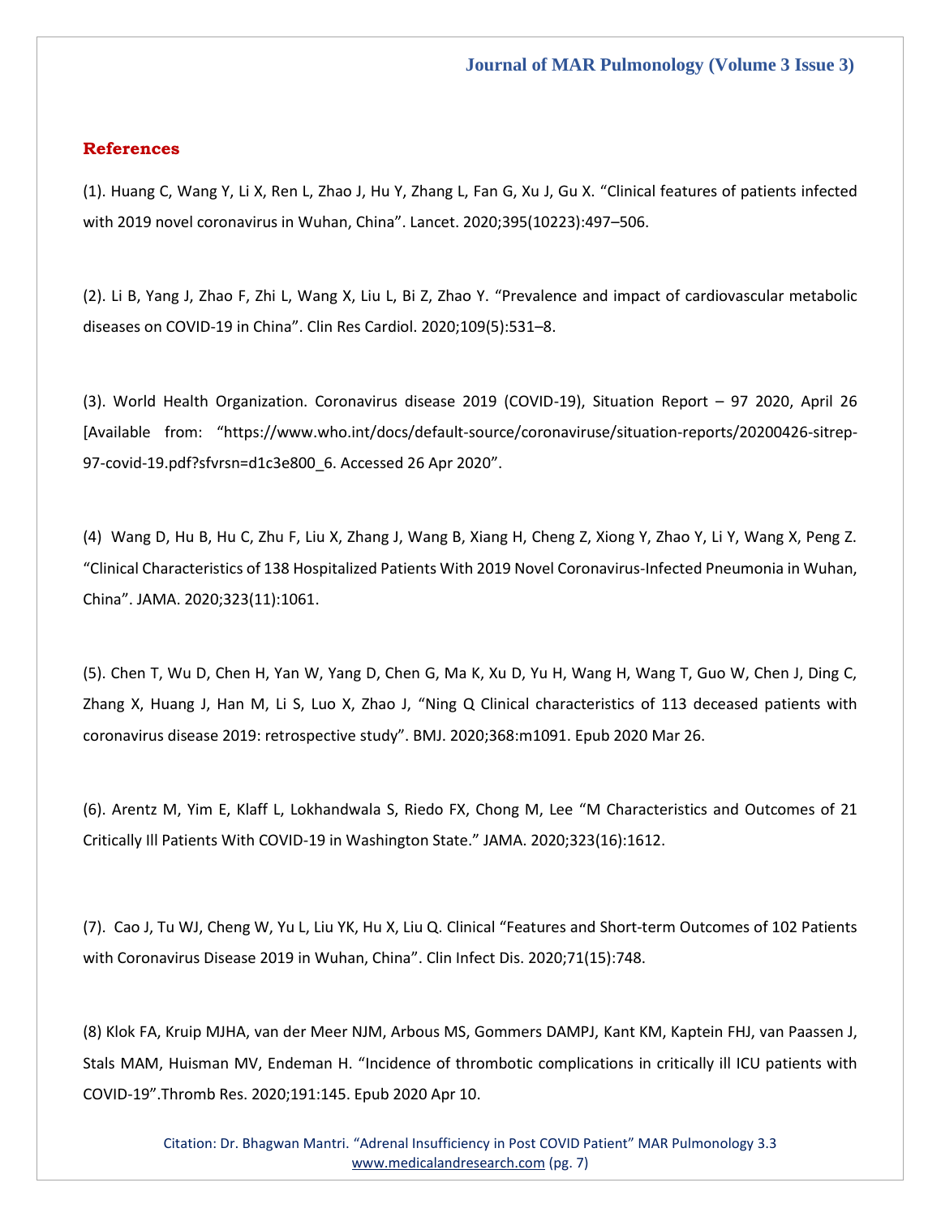## References

(1). Huang C, Wang Y, Li X, Ren L, Zhao J, Hu Y, Zhang L, Fan G, Xu J, Gu X. "Clinical features of patients infected with 2019 novel coronavirus in Wuhan, China". Lancet. 2020;395(10223):497–506.

(2). Li B, Yang J, Zhao F, Zhi L, Wang X, Liu L, Bi Z, Zhao Y. "Prevalence and impact of cardiovascular metabolic diseases on COVID-19 in China". Clin Res Cardiol. 2020;109(5):531–8.

(3). World Health Organization. Coronavirus disease 2019 (COVID-19), Situation Report – 97 2020, April 26 [Available from: "https://www.who.int/docs/default-source/coronaviruse/situation-reports/20200426-sitrep-97-covid-19.pdf?sfvrsn=d1c3e800_6. Accessed 26 Apr 2020".

(4) Wang D, Hu B, Hu C, Zhu F, Liu X, Zhang J, Wang B, Xiang H, Cheng Z, Xiong Y, Zhao Y, Li Y, Wang X, Peng Z. "Clinical Characteristics of 138 Hospitalized Patients With 2019 Novel Coronavirus-Infected Pneumonia in Wuhan, China". JAMA. 2020;323(11):1061.

(5). Chen T, Wu D, Chen H, Yan W, Yang D, Chen G, Ma K, Xu D, Yu H, Wang H, Wang T, Guo W, Chen J, Ding C, Zhang X, Huang J, Han M, Li S, Luo X, Zhao J, "Ning Q Clinical characteristics of 113 deceased patients with coronavirus disease 2019: retrospective study". BMJ. 2020;368:m1091. Epub 2020 Mar 26.

(6). Arentz M, Yim E, Klaff L, Lokhandwala S, Riedo FX, Chong M, Lee "M Characteristics and Outcomes of 21 Critically Ill Patients With COVID-19 in Washington State." JAMA. 2020;323(16):1612.

(7). Cao J, Tu WJ, Cheng W, Yu L, Liu YK, Hu X, Liu Q. Clinical "Features and Short-term Outcomes of 102 Patients with Coronavirus Disease 2019 in Wuhan, China". Clin Infect Dis. 2020;71(15):748.

(8) Klok FA, Kruip MJHA, van der Meer NJM, Arbous MS, Gommers DAMPJ, Kant KM, Kaptein FHJ, van Paassen J, Stals MAM, Huisman MV, Endeman H. "Incidence of thrombotic complications in critically ill ICU patients with COVID-19".Thromb Res. 2020;191:145. Epub 2020 Apr 10.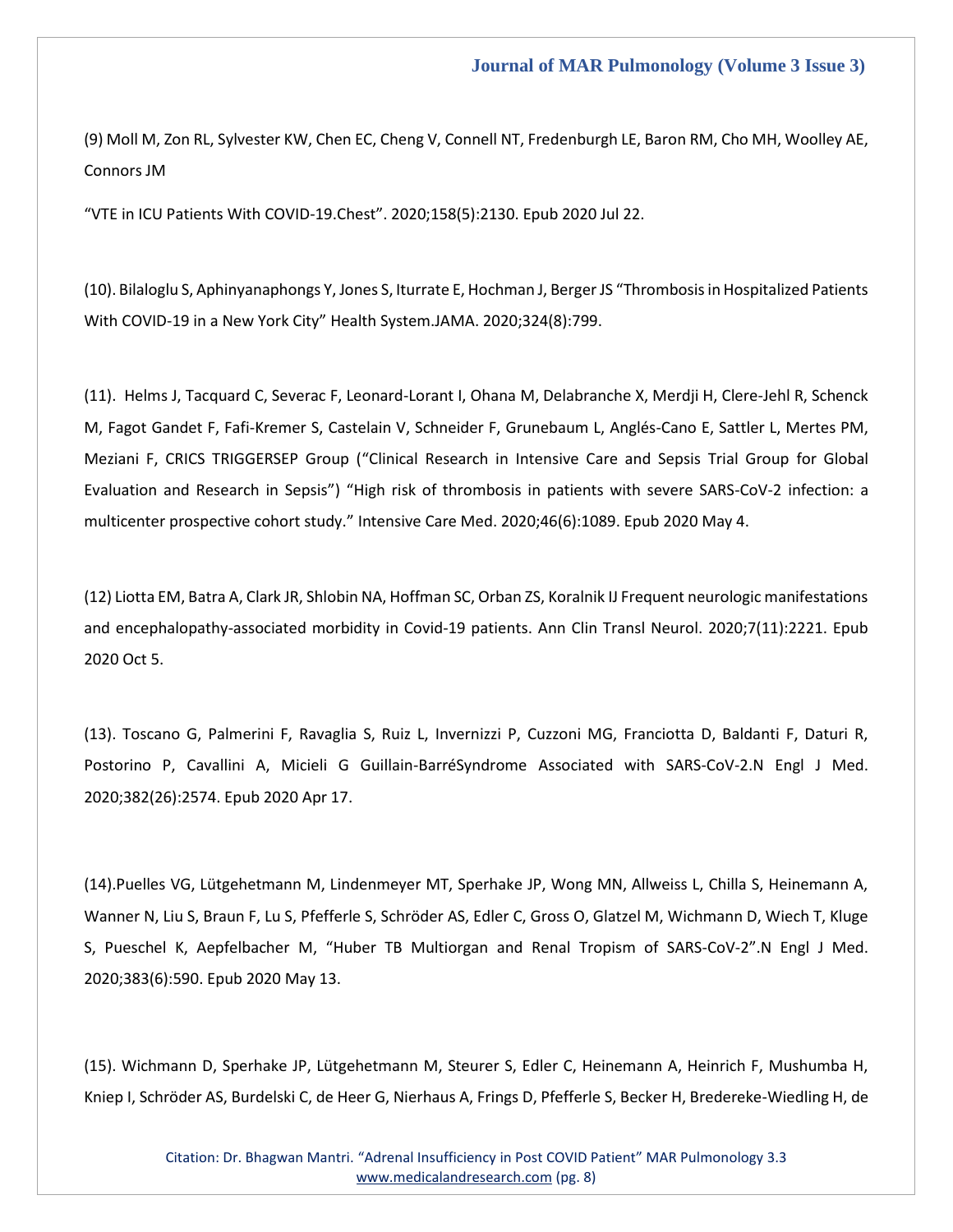(9) Moll M, Zon RL, Sylvester KW, Chen EC, Cheng V, Connell NT, Fredenburgh LE, Baron RM, Cho MH, Woolley AE, Connors JM

“VTE in ICU Patients With COVID-19.Chest”. 2020;158(5):2130. Epub 2020 Jul 22.

(10). Bilaloglu S, Aphinyanaphongs Y, Jones S, Iturrate E, Hochman J, Berger JS “Thrombosis in Hospitalized Patients With COVID-19 in a New York City” Health System.JAMA. 2020;324(8):799.

(11). Helms J, Tacquard C, Severac F, Leonard-Lorant I, Ohana M, Delabranche X, Merdji H, Clere-Jehl R, Schenck M, Fagot Gandet F, Fafi-Kremer S, Castelain V, Schneider F, Grunebaum L, Anglés-Cano E, Sattler L, Mertes PM, Meziani F, CRICS TRIGGERSEP Group (“Clinical Research in Intensive Care and Sepsis Trial Group for Global Evaluation and Research in Sepsis”) “High risk of thrombosis in patients with severe SARS-CoV-2 infection: a multicenter prospective cohort study.” Intensive Care Med. 2020;46(6):1089. Epub 2020 May 4.

(12) Liotta EM, Batra A, Clark JR, Shlobin NA, Hoffman SC, Orban ZS, Koralnik IJ Frequent neurologic manifestations and encephalopathy-associated morbidity in Covid-19 patients. Ann Clin Transl Neurol. 2020;7(11):2221. Epub 2020 Oct 5.

(13). Toscano G, Palmerini F, Ravaglia S, Ruiz L, Invernizzi P, Cuzzoni MG, Franciotta D, Baldanti F, Daturi R, Postorino P, Cavallini A, Micieli G Guillain-BarréSyndrome Associated with SARS-CoV-2.N Engl J Med. 2020;382(26):2574. Epub 2020 Apr 17.

(14).Puelles VG, Lütgehetmann M, Lindenmeyer MT, Sperhake JP, Wong MN, Allweiss L, Chilla S, Heinemann A, Wanner N, Liu S, Braun F, Lu S, Pfefferle S, Schröder AS, Edler C, Gross O, Glatzel M, Wichmann D, Wiech T, Kluge S, Pueschel K, Aepfelbacher M, “Huber TB Multiorgan and Renal Tropism of SARS-CoV-2”.N Engl J Med. 2020;383(6):590. Epub 2020 May 13.

(15). Wichmann D, Sperhake JP, Lütgehetmann M, Steurer S, Edler C, Heinemann A, Heinrich F, Mushumba H, Kniep I, Schröder AS, Burdelski C, de Heer G, Nierhaus A, Frings D, Pfefferle S, Becker H, Bredereke-Wiedling H, de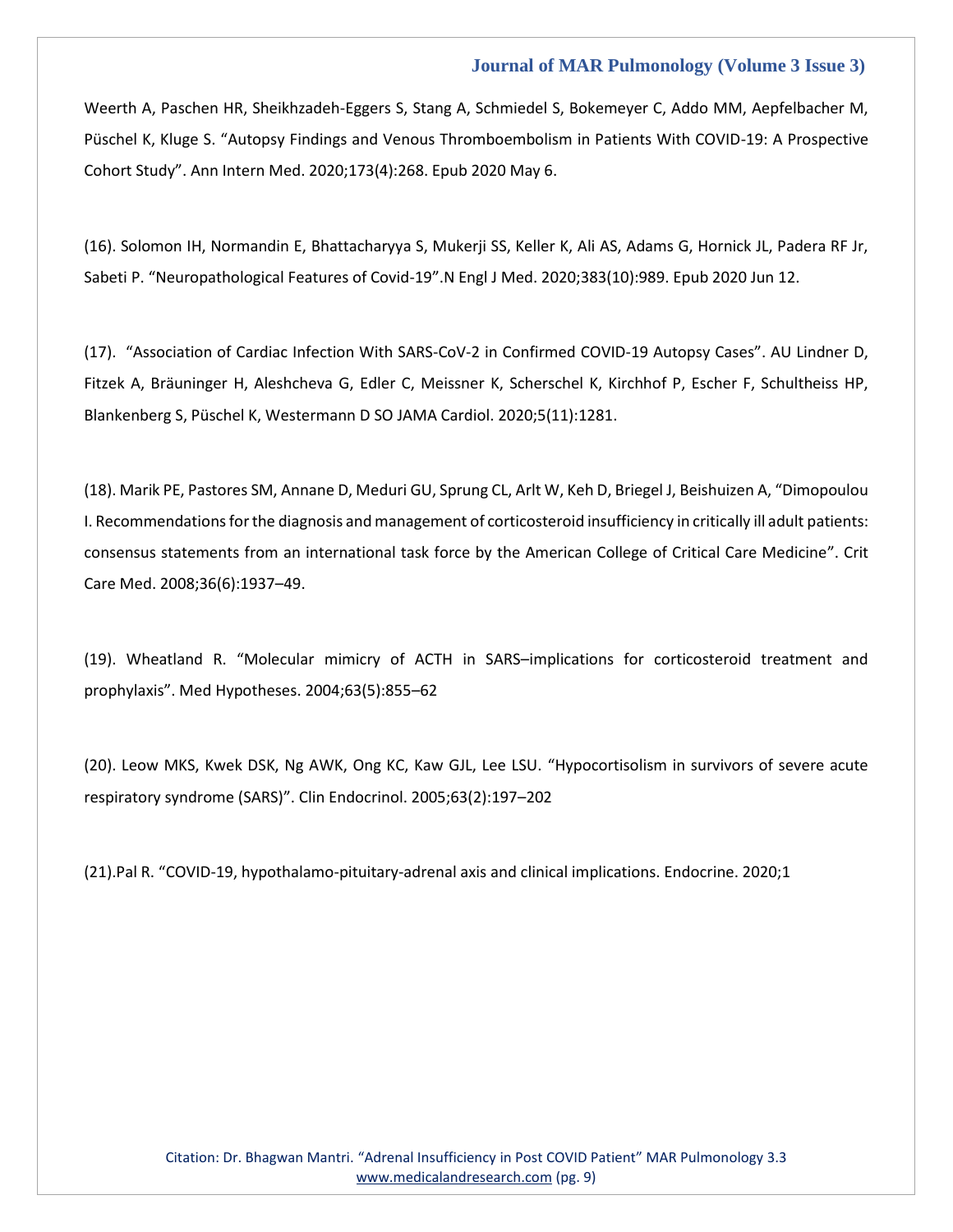Weerth A, Paschen HR, Sheikhzadeh-Eggers S, Stang A, Schmiedel S, Bokemeyer C, Addo MM, Aepfelbacher M, Püschel K, Kluge S. "Autopsy Findings and Venous Thromboembolism in Patients With COVID-19: A Prospective Cohort Study". Ann Intern Med. 2020;173(4):268. Epub 2020 May 6.

(16). Solomon IH, Normandin E, Bhattacharyya S, Mukerji SS, Keller K, Ali AS, Adams G, Hornick JL, Padera RF Jr, Sabeti P. "Neuropathological Features of Covid-19".N Engl J Med. 2020;383(10):989. Epub 2020 Jun 12.

(17). "Association of Cardiac Infection With SARS-CoV-2 in Confirmed COVID-19 Autopsy Cases". AU Lindner D, Fitzek A, Bräuninger H, Aleshcheva G, Edler C, Meissner K, Scherschel K, Kirchhof P, Escher F, Schultheiss HP, Blankenberg S, Püschel K, Westermann D SO JAMA Cardiol. 2020;5(11):1281.

(18). Marik PE, Pastores SM, Annane D, Meduri GU, Sprung CL, Arlt W, Keh D, Briegel J, Beishuizen A, "Dimopoulou I. Recommendations for the diagnosis and management of corticosteroid insufficiency in critically ill adult patients: consensus statements from an international task force by the American College of Critical Care Medicine". Crit Care Med. 2008;36(6):1937–49.

(19). Wheatland R. "Molecular mimicry of ACTH in SARS–implications for corticosteroid treatment and prophylaxis". Med Hypotheses. 2004;63(5):855–62

(20). Leow MKS, Kwek DSK, Ng AWK, Ong KC, Kaw GJL, Lee LSU. "Hypocortisolism in survivors of severe acute respiratory syndrome (SARS)". Clin Endocrinol. 2005;63(2):197–202

(21).Pal R. "COVID-19, hypothalamo-pituitary-adrenal axis and clinical implications. Endocrine. 2020;1